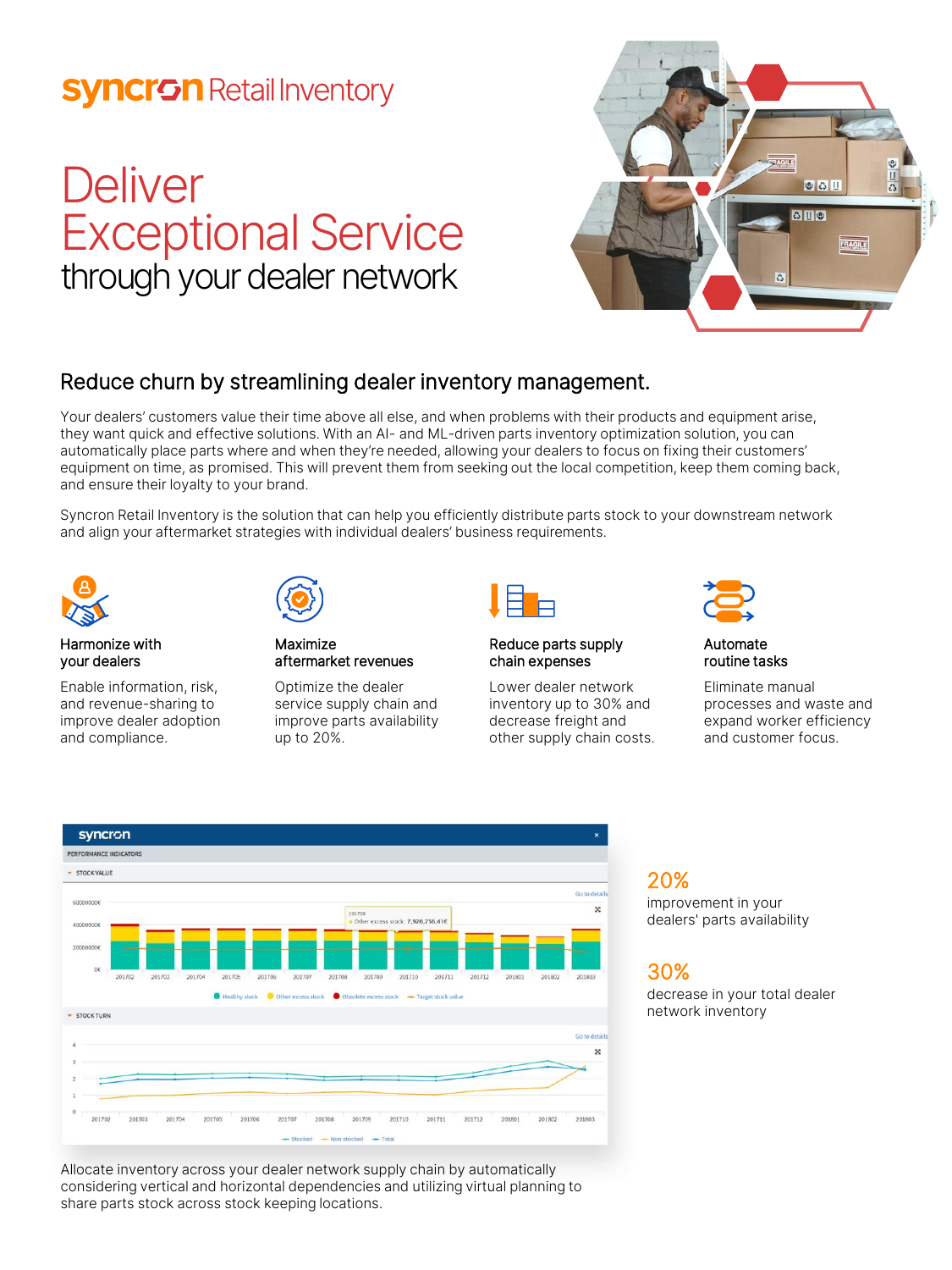syncron Retail Inventory

# Deliver Exceptional Service

through your dealer network

## Reduce churn by streamlining dealer inventory management.

Your dealers' customers value their time above all else, and when problems with their products and equipment arise, they want quick and effective solutions. With an AI- and ML-driven parts inventory optimization solution, you can automatically place parts where and when they're needed, allowing your dealers to focus on fixing their customers' equipment on time, as promised. This will prevent them from seeking out the local competition, keep them coming back, and ensure their loyalty to your brand.

Syncron Retail Inventory is the solution that can help you efficiently distribute parts stock to your downstream network and align your aftermarket strategies with individual dealers' business requirements.

### Harmonize with your dealers

Enable information, risk, and revenue-sharing to improve dealer adoption and compliance.

### Maximize aftermarket revenues

Optimize the dealer service supply chain and improve parts availability up to 20%.

### Reduce parts supply chain expenses

Lower dealer network inventory up to 30% and decrease freight and other supply chain costs.

### Automate routine tasks

Eliminate manual processes and waste and expand worker efficiency and customer focus.

**20%**
improvement in your dealers' parts availability

**30%**
decrease in your total dealer network inventory

Allocate inventory across your dealer network supply chain by automatically considering vertical and horizontal dependencies and utilizing virtual planning to share parts stock across stock keeping locations.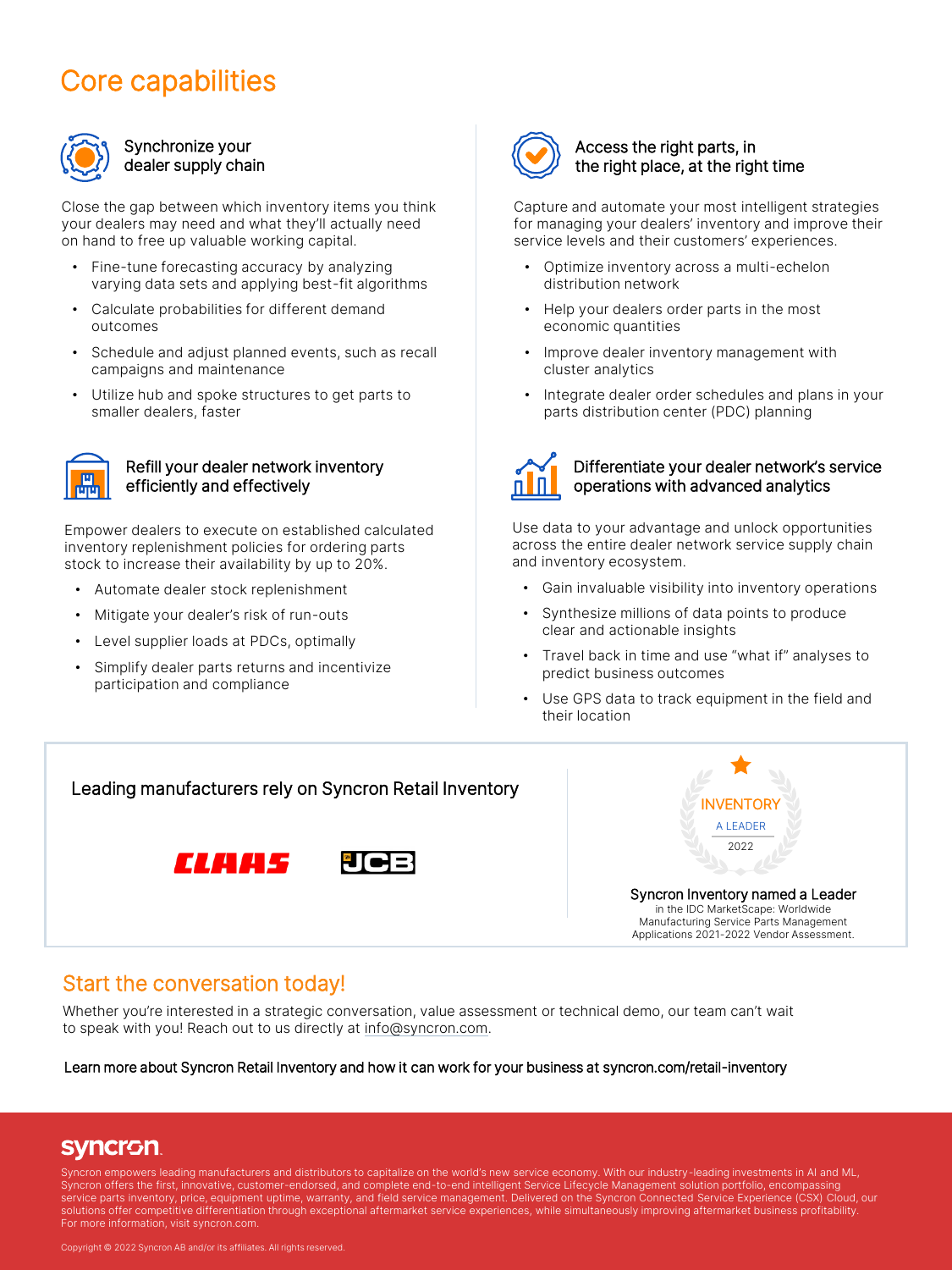# Core capabilities

### Synchronize your dealer supply chain

Close the gap between which inventory items you think your dealers may need and what they'll actually need on hand to free up valuable working capital.

- Fine-tune forecasting accuracy by analyzing varying data sets and applying best-fit algorithms
- Calculate probabilities for different demand outcomes
- Schedule and adjust planned events, such as recall campaigns and maintenance
- Utilize hub and spoke structures to get parts to smaller dealers, faster

### Refill your dealer network inventory efficiently and effectively

Empower dealers to execute on established calculated inventory replenishment policies for ordering parts stock to increase their availability by up to 20%.

- Automate dealer stock replenishment
- Mitigate your dealer's risk of run-outs
- Level supplier loads at PDCs, optimally
- Simplify dealer parts returns and incentivize participation and compliance

### Access the right parts, in the right place, at the right time

Capture and automate your most intelligent strategies for managing your dealers' inventory and improve their service levels and their customers' experiences.

- Optimize inventory across a multi-echelon distribution network
- Help your dealers order parts in the most economic quantities
- Improve dealer inventory management with cluster analytics
- Integrate dealer order schedules and plans in your parts distribution center (PDC) planning

### Differentiate your dealer network's service operations with advanced analytics

Use data to your advantage and unlock opportunities across the entire dealer network service supply chain and inventory ecosystem.

- Gain invaluable visibility into inventory operations
- Synthesize millions of data points to produce clear and actionable insights
- Travel back in time and use "what if" analyses to predict business outcomes
- Use GPS data to track equipment in the field and their location

Leading manufacturers rely on Syncron Retail Inventory

CLAAS JCB

INVENTORY
A LEADER
2022

Syncron Inventory named a Leader in the IDC MarketScape: Worldwide Manufacturing Service Parts Management Applications 2021-2022 Vendor Assessment.

## Start the conversation today!

Whether you're interested in a strategic conversation, value assessment or technical demo, our team can't wait to speak with you! Reach out to us directly at info@syncron.com.

Learn more about Syncron Retail Inventory and how it can work for your business at syncron.com/retail-inventory

syncron

Syncron empowers leading manufacturers and distributors to capitalize on the world's new service economy. With our industry-leading investments in AI and ML, Syncron offers the first, innovative, customer-endorsed, and complete end-to-end intelligent Service Lifecycle Management solution portfolio, encompassing service parts inventory, price, equipment uptime, warranty, and field service management. Delivered on the Syncron Connected Service Experience (CSX) Cloud, our solutions offer competitive differentiation through exceptional aftermarket service experiences, while simultaneously improving aftermarket business profitability. For more information, visit syncron.com.

Copyright © 2022 Syncron AB and/or its affiliates. All rights reserved.